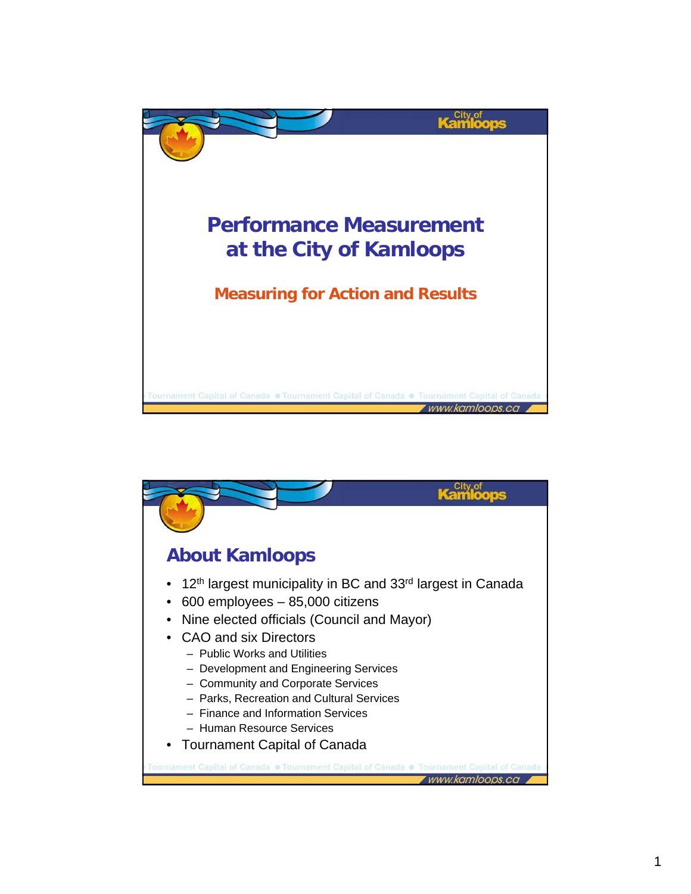# Performance Measurement at the City of Kamloops

## Measuring for Action and Results

## About Kamloops

- 12th largest municipality in BC and 33rd largest in Canada
- 600 employees – 85,000 citizens
- Nine elected officials (Council and Mayor)
- CAO and six Directors
  - Public Works and Utilities
  - Development and Engineering Services
  - Community and Corporate Services
  - Parks, Recreation and Cultural Services
  - Finance and Information Services
  - Human Resource Services
- Tournament Capital of Canada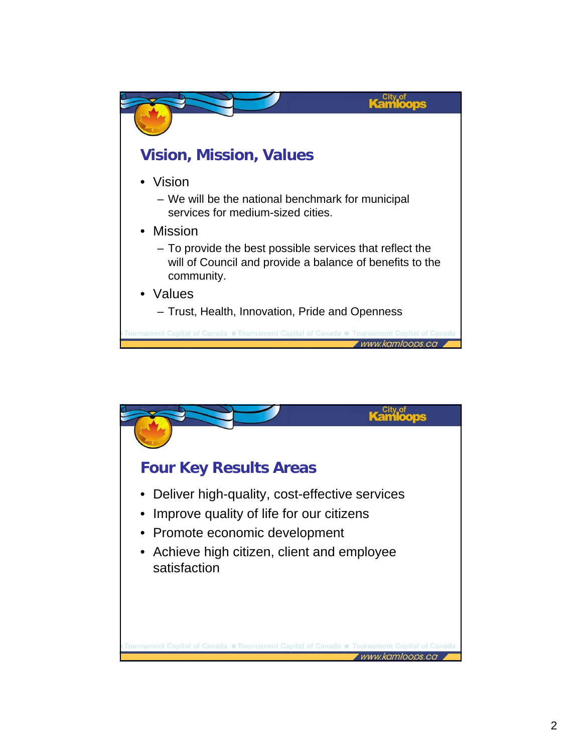## Vision, Mission, Values

- Vision
  - We will be the national benchmark for municipal services for medium-sized cities.
- Mission
  - To provide the best possible services that reflect the will of Council and provide a balance of benefits to the community.
- Values
  - Trust, Health, Innovation, Pride and Openness

## Four Key Results Areas

- Deliver high-quality, cost-effective services
- Improve quality of life for our citizens
- Promote economic development
- Achieve high citizen, client and employee satisfaction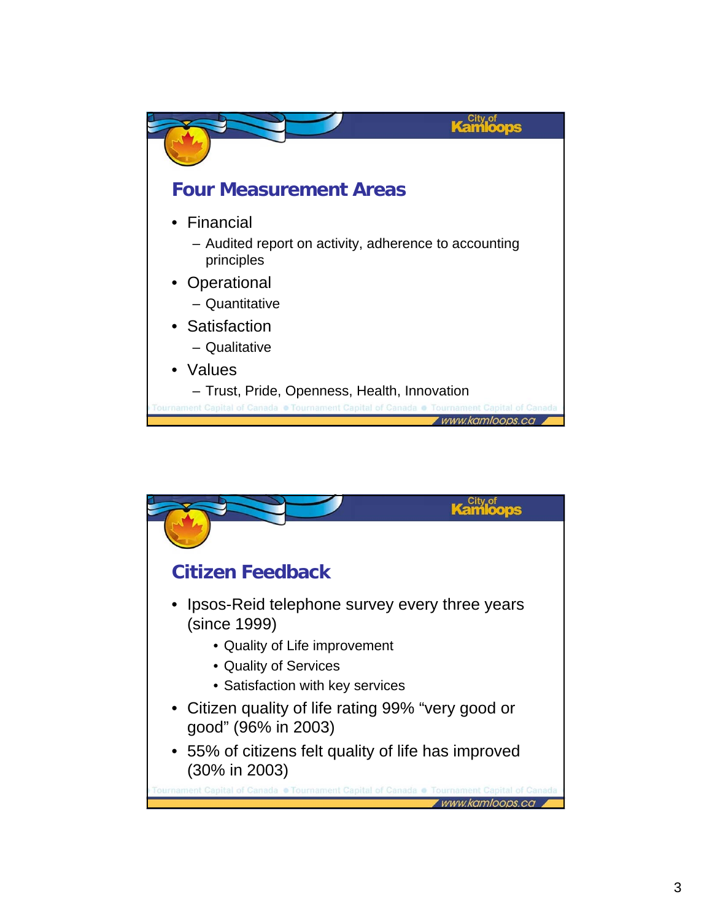## Four Measurement Areas

- Financial
  - Audited report on activity, adherence to accounting principles
- Operational
  - Quantitative
- Satisfaction
  - Qualitative
- Values
  - Trust, Pride, Openness, Health, Innovation

## Citizen Feedback

- Ipsos-Reid telephone survey every three years (since 1999)
  - Quality of Life improvement
  - Quality of Services
  - Satisfaction with key services
- Citizen quality of life rating 99% "very good or good" (96% in 2003)
- 55% of citizens felt quality of life has improved (30% in 2003)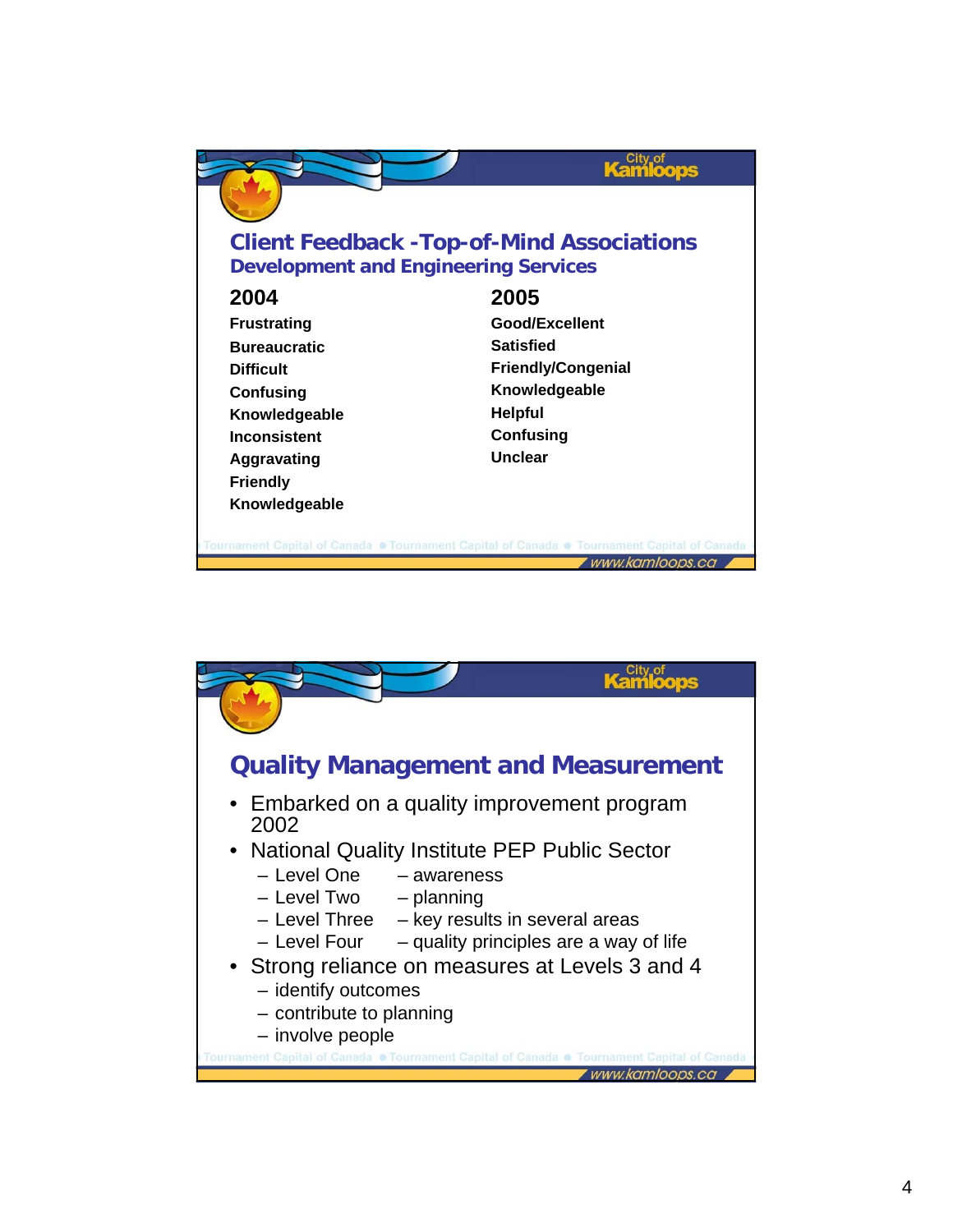## Client Feedback - Top-of-Mind Associations

### Development and Engineering Services

| 2004 | 2005 |
|---|---|
| Frustrating | Good/Excellent |
| Bureaucratic | Satisfied |
| Difficult | Friendly/Congenial |
| Confusing | Knowledgeable |
| Knowledgeable | Helpful |
| Inconsistent | Confusing |
| Aggravating | Unclear |
| Friendly | |
| Knowledgeable | |

## Quality Management and Measurement

- Embarked on a quality improvement program 2002
- National Quality Institute PEP Public Sector
  - Level One – awareness
  - Level Two – planning
  - Level Three – key results in several areas
  - Level Four – quality principles are a way of life
- Strong reliance on measures at Levels 3 and 4
  - identify outcomes
  - contribute to planning
  - involve people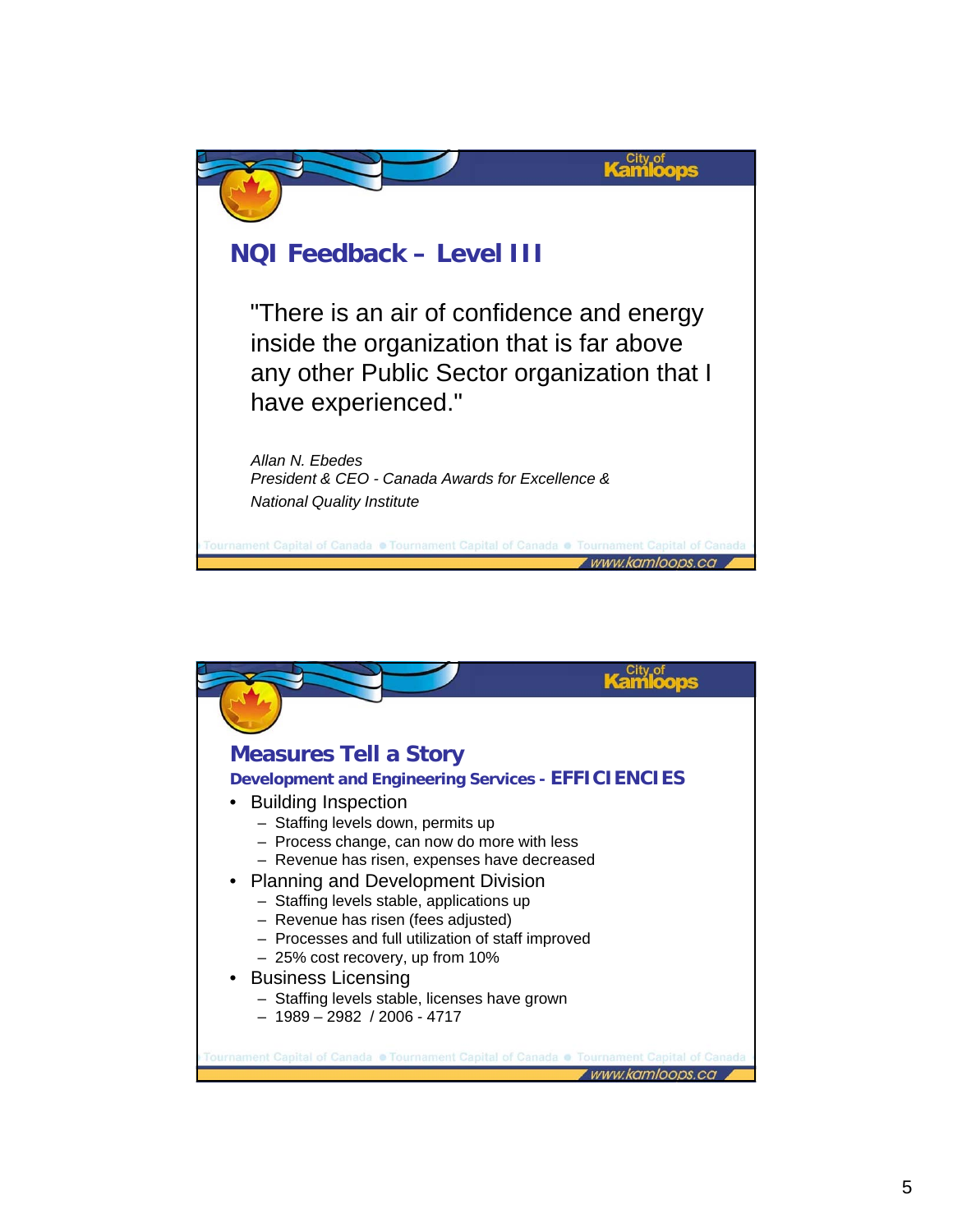## NQI Feedback – Level III

"There is an air of confidence and energy inside the organization that is far above any other Public Sector organization that I have experienced."

*Allan N. Ebedes*
*President & CEO - Canada Awards for Excellence & National Quality Institute*

## Measures Tell a Story

### Development and Engineering Services - EFFICIENCIES

- Building Inspection
  - Staffing levels down, permits up
  - Process change, can now do more with less
  - Revenue has risen, expenses have decreased
- Planning and Development Division
  - Staffing levels stable, applications up
  - Revenue has risen (fees adjusted)
  - Processes and full utilization of staff improved
  - 25% cost recovery, up from 10%
- Business Licensing
  - Staffing levels stable, licenses have grown
  - 1989 – 2982 / 2006 - 4717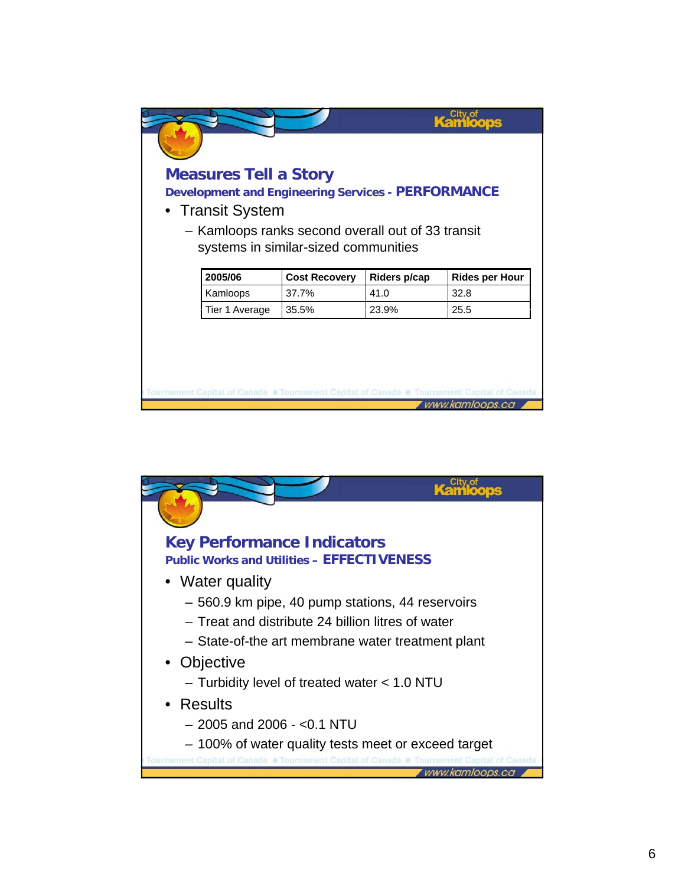## Measures Tell a Story

### Development and Engineering Services - PERFORMANCE

- Transit System
  - Kamloops ranks second overall out of 33 transit systems in similar-sized communities

| 2005/06 | Cost Recovery | Riders p/cap | Rides per Hour |
|---|---|---|---|
| Kamloops | 37.7% | 41.0 | 32.8 |
| Tier 1 Average | 35.5% | 23.9% | 25.5 |

## Key Performance Indicators

### Public Works and Utilities – EFFECTIVENESS

- Water quality
  - 560.9 km pipe, 40 pump stations, 44 reservoirs
  - Treat and distribute 24 billion litres of water
  - State-of-the art membrane water treatment plant
- Objective
  - Turbidity level of treated water < 1.0 NTU
- Results
  - 2005 and 2006 - <0.1 NTU
  - 100% of water quality tests meet or exceed target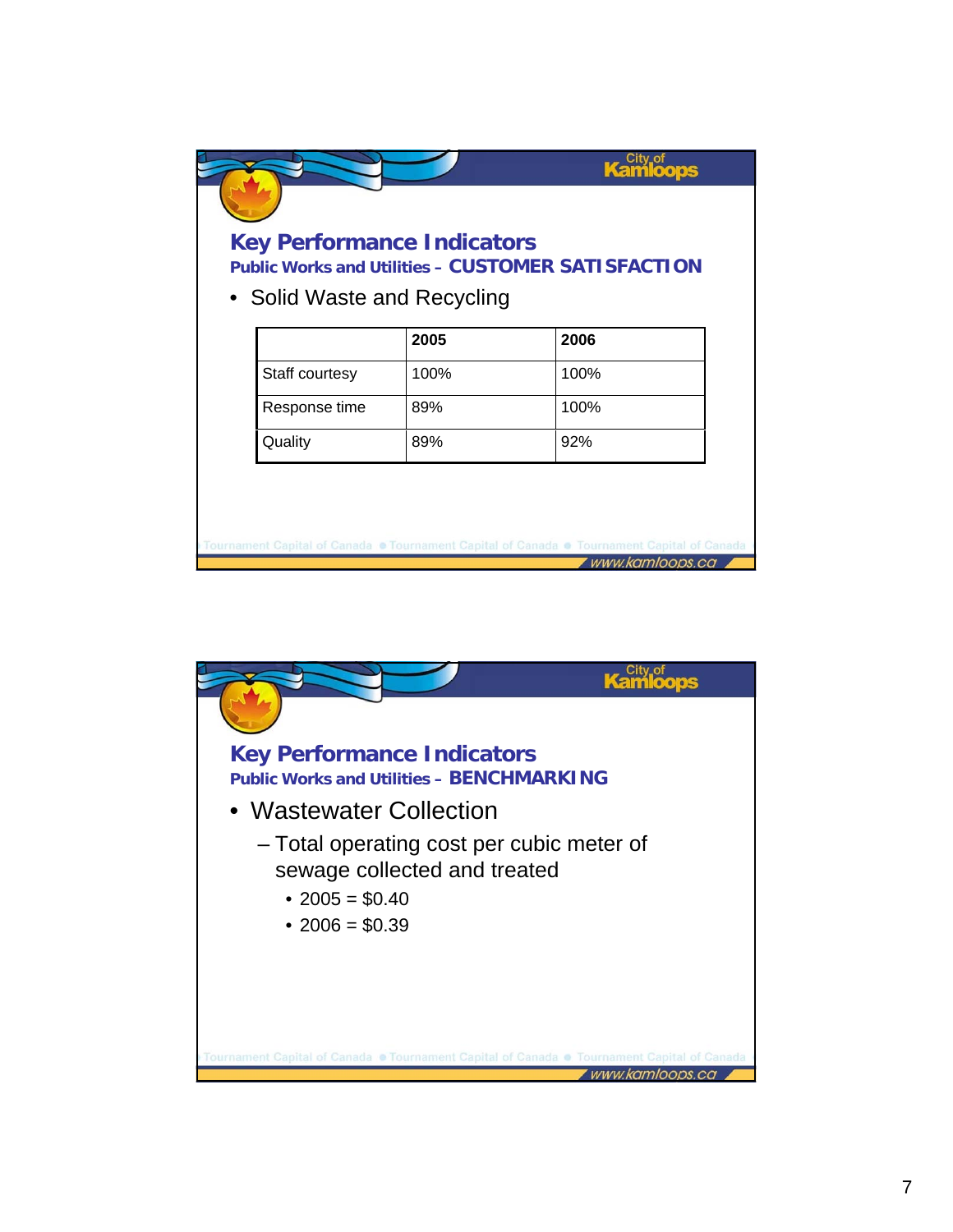## Key Performance Indicators

### Public Works and Utilities – CUSTOMER SATISFACTION

- Solid Waste and Recycling

| | 2005 | 2006 |
|---|---|---|
| Staff courtesy | 100% | 100% |
| Response time | 89% | 100% |
| Quality | 89% | 92% |

## Key Performance Indicators

### Public Works and Utilities – BENCHMARKING

- Wastewater Collection
  - Total operating cost per cubic meter of sewage collected and treated
    - 2005 = $0.40
    - 2006 = $0.39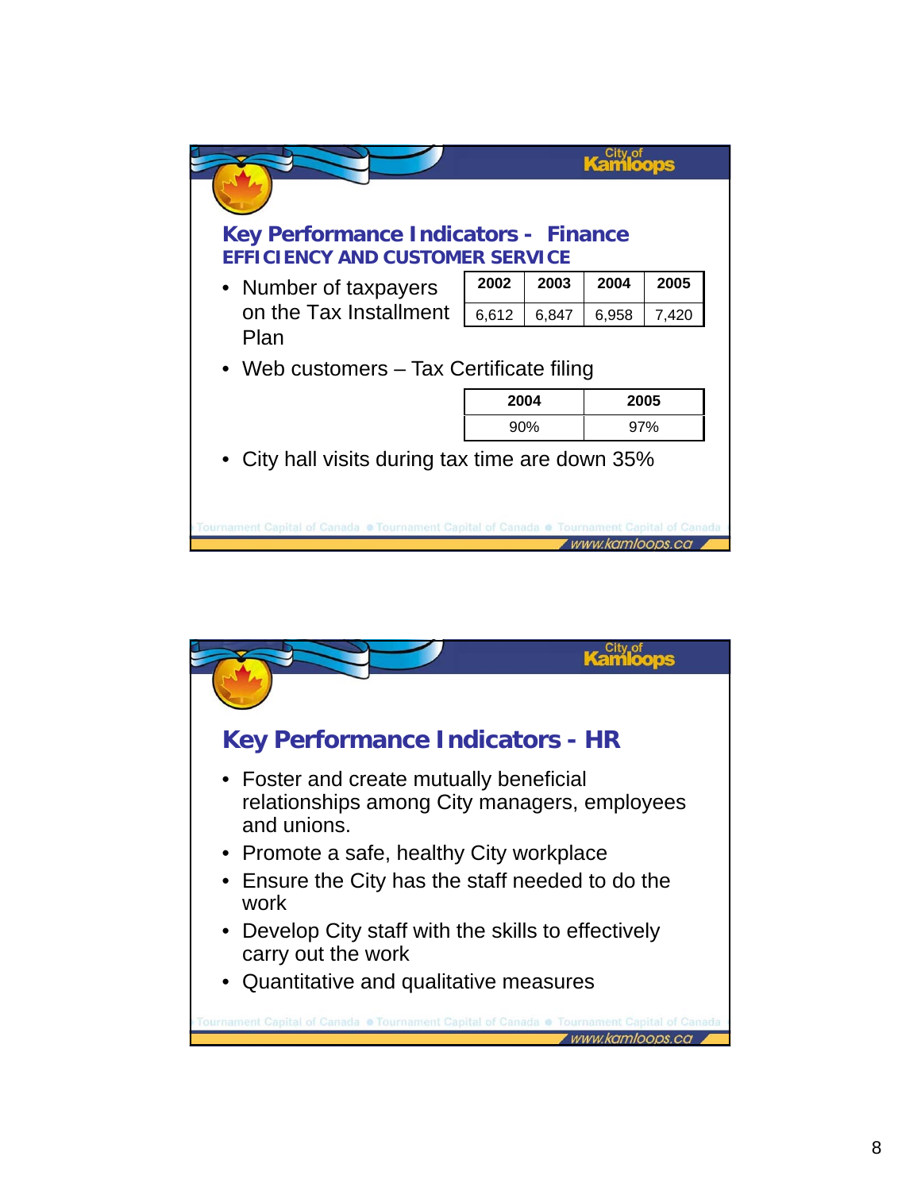## Key Performance Indicators - Finance

### EFFICIENCY AND CUSTOMER SERVICE

- Number of taxpayers on the Tax Installment Plan

| 2002 | 2003 | 2004 | 2005 |
|---|---|---|---|
| 6,612 | 6,847 | 6,958 | 7,420 |

- Web customers – Tax Certificate filing

| 2004 | 2005 |
|---|---|
| 90% | 97% |

- City hall visits during tax time are down 35%

## Key Performance Indicators - HR

- Foster and create mutually beneficial relationships among City managers, employees and unions.
- Promote a safe, healthy City workplace
- Ensure the City has the staff needed to do the work
- Develop City staff with the skills to effectively carry out the work
- Quantitative and qualitative measures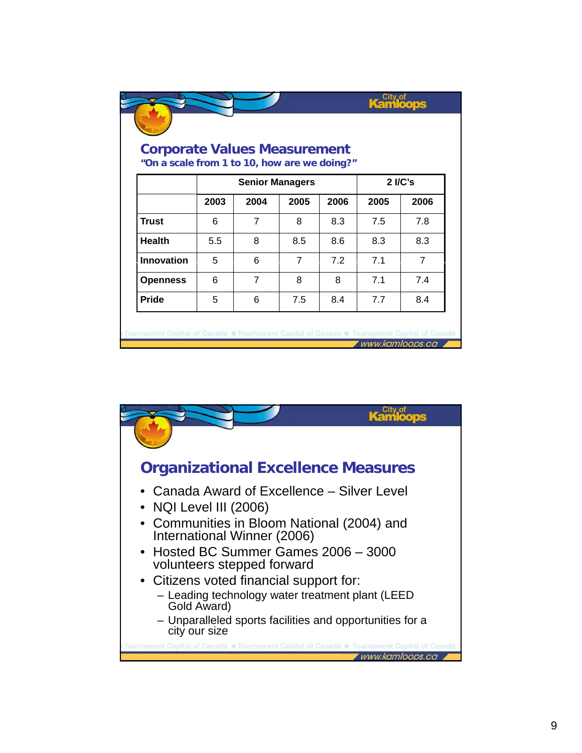## Corporate Values Measurement

***"On a scale from 1 to 10, how are we doing?"***

| | Senior Managers | | | | 2 I/C's | |
|---|---|---|---|---|---|---|
| | 2003 | 2004 | 2005 | 2006 | 2005 | 2006 |
| **Trust** | 6 | 7 | 8 | 8.3 | 7.5 | 7.8 |
| **Health** | 5.5 | 8 | 8.5 | 8.6 | 8.3 | 8.3 |
| **Innovation** | 5 | 6 | 7 | 7.2 | 7.1 | 7 |
| **Openness** | 6 | 7 | 8 | 8 | 7.1 | 7.4 |
| **Pride** | 5 | 6 | 7.5 | 8.4 | 7.7 | 8.4 |

## Organizational Excellence Measures

- Canada Award of Excellence – Silver Level
- NQI Level III (2006)
- Communities in Bloom National (2004) and International Winner (2006)
- Hosted BC Summer Games 2006 – 3000 volunteers stepped forward
- Citizens voted financial support for:
  - Leading technology water treatment plant (LEED Gold Award)
  - Unparalleled sports facilities and opportunities for a city our size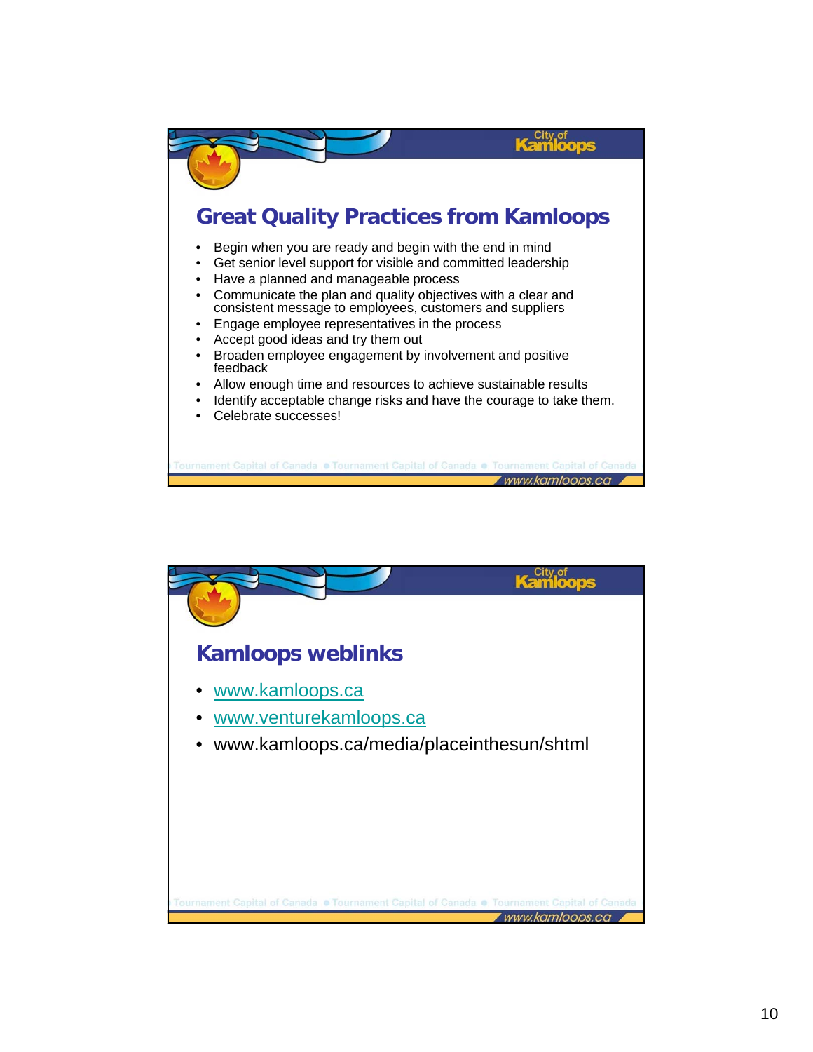## Great Quality Practices from Kamloops

- Begin when you are ready and begin with the end in mind
- Get senior level support for visible and committed leadership
- Have a planned and manageable process
- Communicate the plan and quality objectives with a clear and consistent message to employees, customers and suppliers
- Engage employee representatives in the process
- Accept good ideas and try them out
- Broaden employee engagement by involvement and positive feedback
- Allow enough time and resources to achieve sustainable results
- Identify acceptable change risks and have the courage to take them.
- Celebrate successes!

## Kamloops weblinks

- www.kamloops.ca
- www.venturekamloops.ca
- www.kamloops.ca/media/placeinthesun/shtml